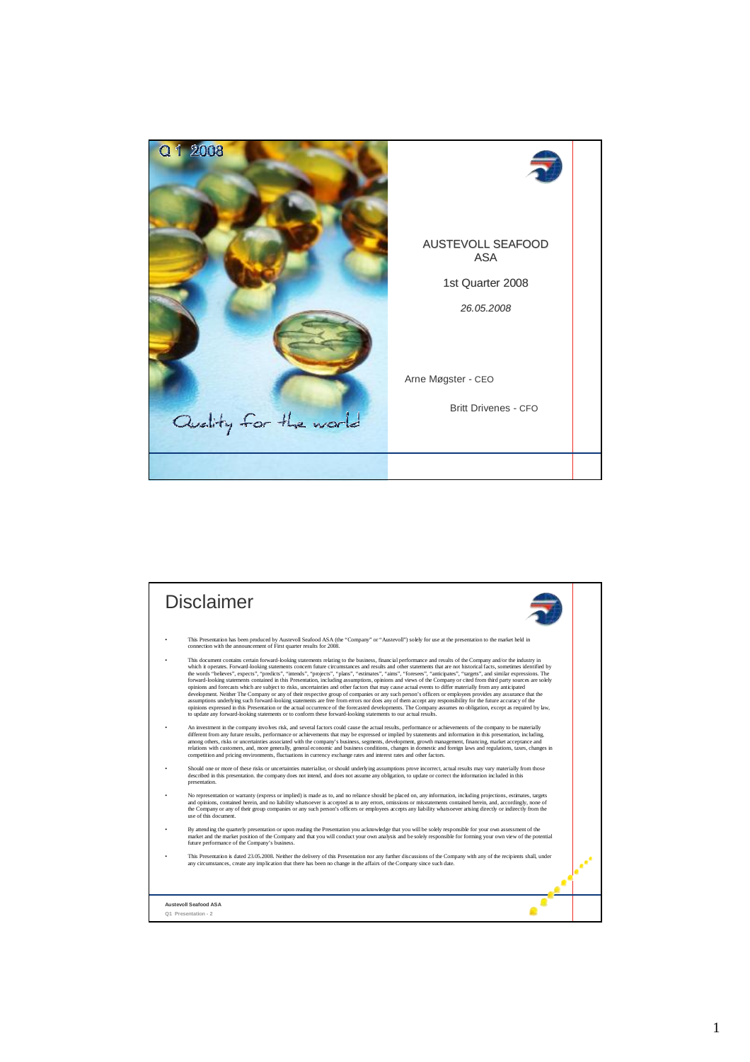Q 1 2008

Quality for the world

AUSTEVOLL SEAFOOD ASA

1st Quarter 2008

*26.05.2008*

Arne Møgster - CEO

Britt Drivenes - CFO

# Disclaimer

- This Presentation has been produced by Austevoll Seafood ASA (the "Company" or "Austevoll") solely for use at the presentation to the market held in connection with the announcement of First quarter results for 2008.
- This document contains certain forward-looking statements relating to the business, financial performance and results of the Company and/or the industry in which it operates. Forward-looking statements concern future circumstances and results and other statements that are not historical facts, sometimes identified by the words "believes", expects", "predicts", "intends", "projects", "plans", "estimates", "aims", "foresees", "anticipates", "targets", and similar expressions. The forward-looking statements contained in this Presentation, including assumptions, opinions and views of the Company or cited from third party sources are solely opinions and forecasts which are subject to risks, uncertainties and other factors that may cause actual events to differ materially from any anticipated development. Neither The Company or any of their respective group of companies or any such person's officers or employees provides any assurance that the assumptions underlying such forward-looking statements are free from errors nor does any of them accept any responsibility for the future accuracy of the opinions expressed in this Presentation or the actual occurrence of the forecasted developments. The Company assumes no obligation, except as required by law, to update any forward-looking statements or to conform these forward-looking statements to our actual results.
- An investment in the company involves risk, and several factors could cause the actual results, performance or achievements of the company to be materially different from any future results, performance or achievements that may be expressed or implied by statements and information in this presentation, including, among others, risks or uncertainties associated with the company's business, segments, development, growth management, financing, market acceptance and relations with customers, and, more generally, general economic and business conditions, changes in domestic and foreign laws and regulations, taxes, changes in competition and pricing environments, fluctuations in currency exchange rates and interest rates and other factors.
- Should one or more of these risks or uncertainties materialise, or should underlying assumptions prove incorrect, actual results may vary materially from those described in this presentation. the company does not intend, and does not assume any obligation, to update or correct the information included in this presentation.
- No representation or warranty (express or implied) is made as to, and no reliance should be placed on, any information, including projections, estimates, targets and opinions, contained herein, and no liability whatsoever is accepted as to any errors, omissions or misstatements contained herein, and, accordingly, none of the Company or any of their group companies or any such person's officers or employees accepts any liability whatsoever arising directly or indirectly from the use of this document.
- By attending the quarterly presentation or upon reading the Presentation you acknowledge that you will be solely responsible for your own assessment of the market and the market position of the Company and that you will conduct your own analysis and be solely responsible for forming your own view of the potential future performance of the Company's business.
- This Presentation is dated 23.05.2008. Neither the delivery of this Presentation nor any further discussions of the Company with any of the recipients shall, under any circumstances, create any implication that there has been no change in the affairs of the Company since such date.

**Austevoll Seafood ASA**

Q1 Presentation - 2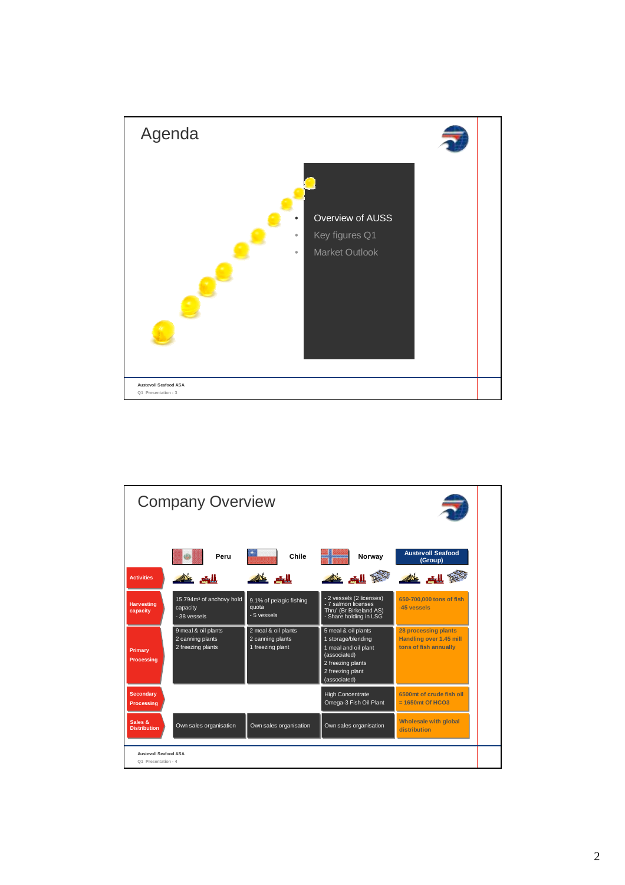# Agenda

- Overview of AUSS
- Key figures Q1
- Market Outlook

Austevoll Seafood ASA
Q1 Presentation - 3

# Company Overview

| | Peru | Chile | Norway | Austevoll Seafood (Group) |
|---|---|---|---|---|
| Activities | | | | |
| Harvesting capacity | 15.794m³ of anchovy hold capacity<br>- 38 vessels | 9.1% of pelagic fishing quota<br>- 5 vessels | - 2 vessels (2 licenses)<br>- 7 salmon licenses Thru' (Br Birkeland AS)<br>- Share holding in LSG | 650-700,000 tons of fish<br>-45 vessels |
| Primary Processing | 9 meal & oil plants<br>2 canning plants<br>2 freezing plants | 2 meal & oil plants<br>2 canning plants<br>1 freezing plant | 5 meal & oil plants<br>1 storage/blending<br>1 meal and oil plant (associated)<br>2 freezing plants<br>2 freezing plant (associated) | 28 processing plants Handling over 1.45 mill tons of fish annually |
| Secondary Processing | | | High Concentrate Omega-3 Fish Oil Plant | 6500mt of crude fish oil = 1650mt Of HCO3 |
| Sales & Distribution | Own sales organisation | Own sales organisation | Own sales organisation | Wholesale with global distribution |

Austevoll Seafood ASA
Q1 Presentation - 4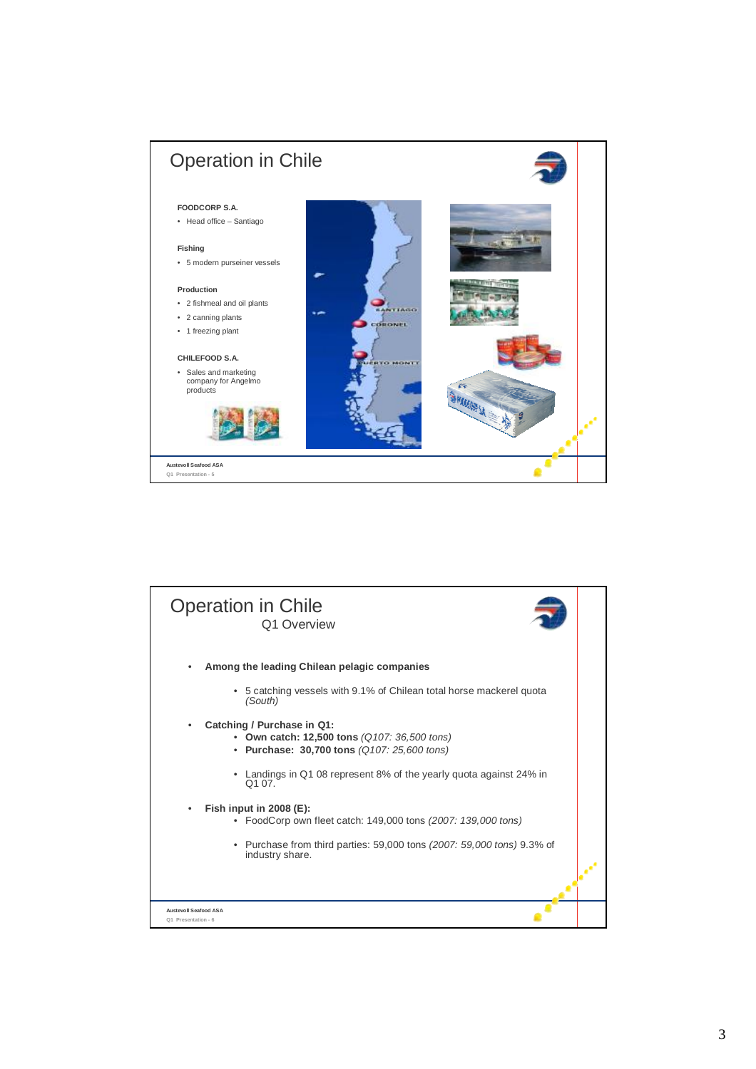# Operation in Chile

**FOODCORP S.A.**

- Head office – Santiago

**Fishing**

- 5 modern purseiner vessels

**Production**

- 2 fishmeal and oil plants
- 2 canning plants
- 1 freezing plant

**CHILEFOOD S.A.**

- Sales and marketing company for Angelmo products

SANTIAGO

CORONEL

PUERTO MONTT

Austevoll Seafood ASA

Q1 Presentation - 5

# Operation in Chile

## Q1 Overview

- **Among the leading Chilean pelagic companies**
  - 5 catching vessels with 9.1% of Chilean total horse mackerel quota *(South)*
- **Catching / Purchase in Q1:**
  - **Own catch: 12,500 tons** *(Q107: 36,500 tons)*
  - **Purchase: 30,700 tons** *(Q107: 25,600 tons)*
  - Landings in Q1 08 represent 8% of the yearly quota against 24% in Q1 07.
- **Fish input in 2008 (E):**
  - FoodCorp own fleet catch: 149,000 tons *(2007: 139,000 tons)*
  - Purchase from third parties: 59,000 tons *(2007: 59,000 tons)* 9.3% of industry share.

Austevoll Seafood ASA

Q1 Presentation - 6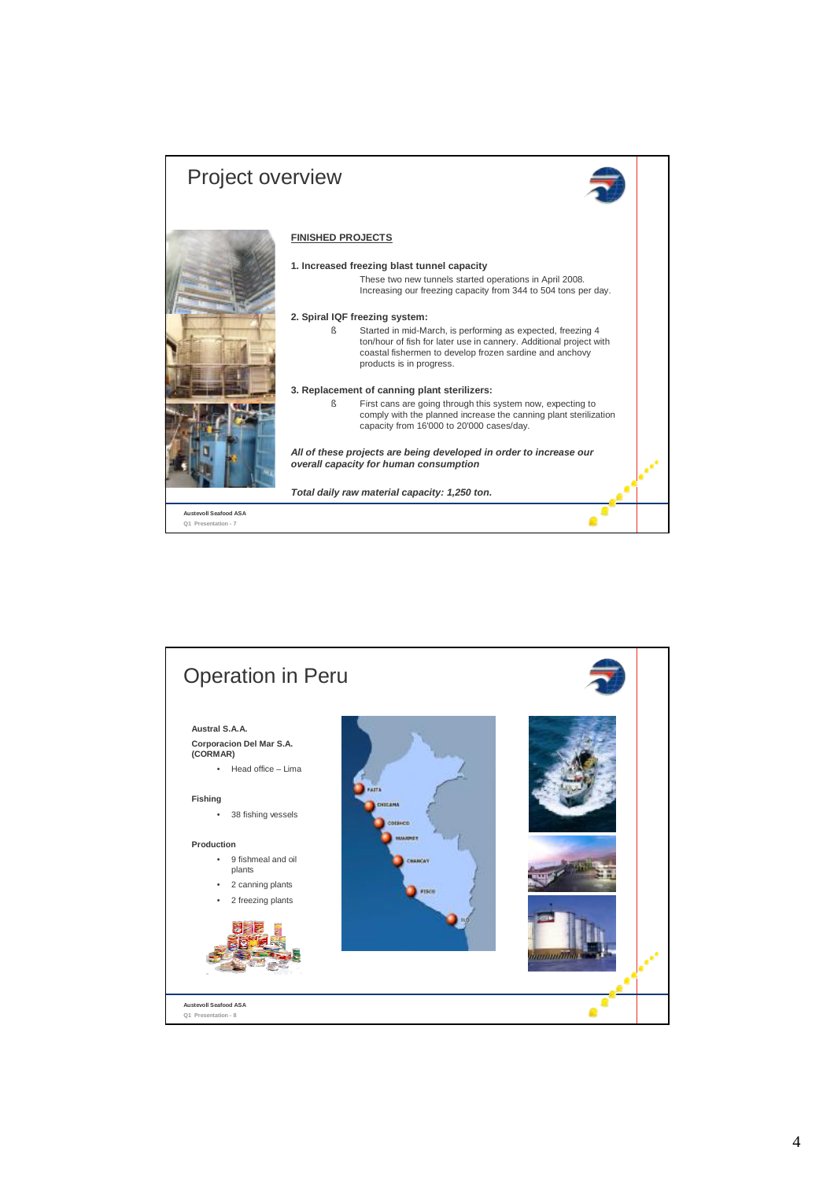# Project overview

**FINISHED PROJECTS**

**1. Increased freezing blast tunnel capacity**

These two new tunnels started operations in April 2008. Increasing our freezing capacity from 344 to 504 tons per day.

**2. Spiral IQF freezing system:**

- Started in mid-March, is performing as expected, freezing 4 ton/hour of fish for later use in cannery. Additional project with coastal fishermen to develop frozen sardine and anchovy products is in progress.

**3. Replacement of canning plant sterilizers:**

- First cans are going through this system now, expecting to comply with the planned increase the canning plant sterilization capacity from 16'000 to 20'000 cases/day.

***All of these projects are being developed in order to increase our overall capacity for human consumption***

***Total daily raw material capacity: 1,250 ton.***

Austevoll Seafood ASA
Q1 Presentation - 7

# Operation in Peru

**Austral S.A.A.**

**Corporacion Del Mar S.A. (CORMAR)**

- Head office – Lima

**Fishing**

- 38 fishing vessels

**Production**

- 9 fishmeal and oil plants
- 2 canning plants
- 2 freezing plants

PAITA
CHICAMA
COISHCO
HUARMEY
CHANCAY
PISCO
ILO

Austevoll Seafood ASA
Q1 Presentation - 8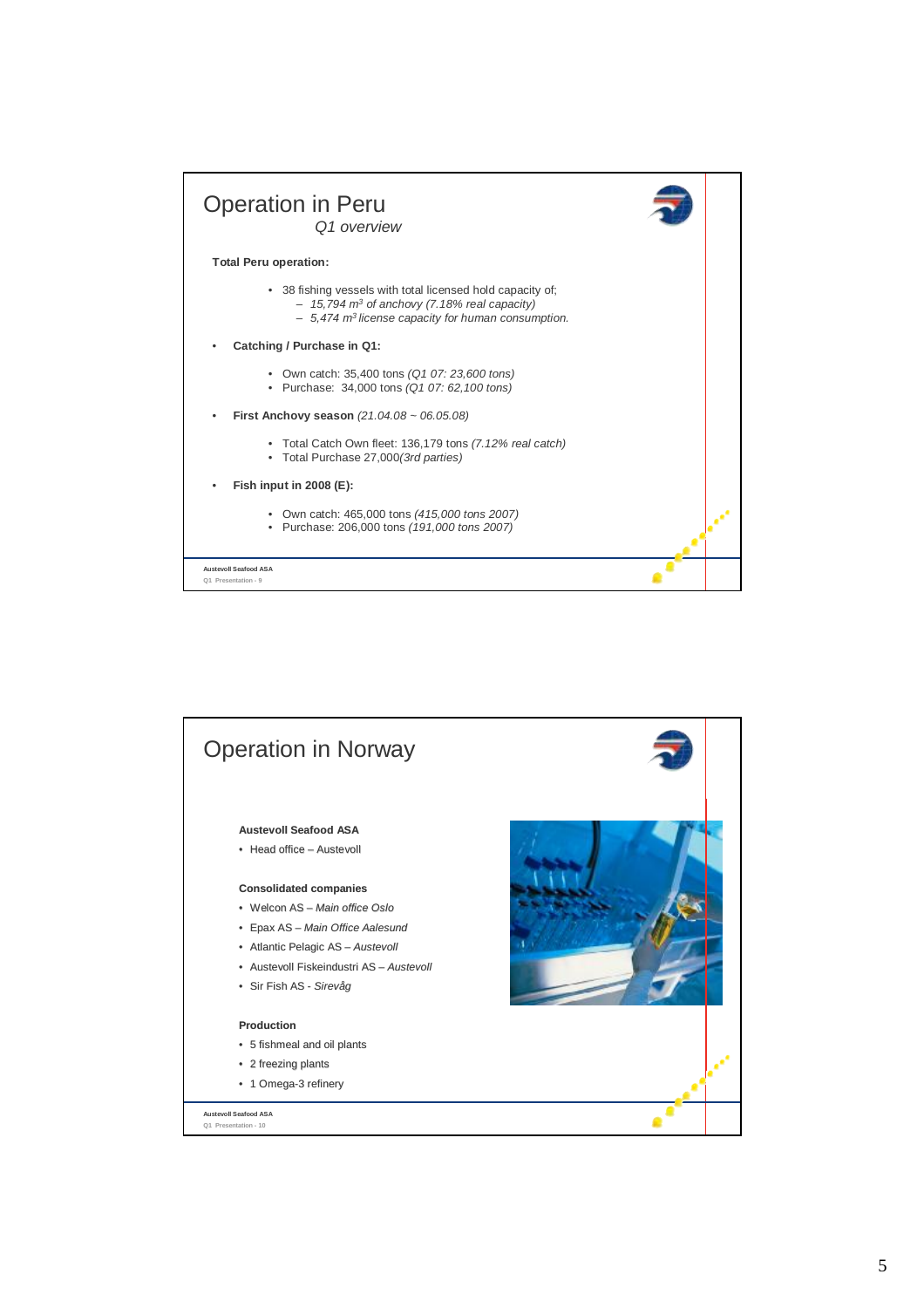# Operation in Peru

*Q1 overview*

**Total Peru operation:**

- 38 fishing vessels with total licensed hold capacity of;
  - *15,794 m$^3$ of anchovy (7.18% real capacity)*
  - *5,474 m$^3$ license capacity for human consumption.*

- **Catching / Purchase in Q1:**
  - Own catch: 35,400 tons *(Q1 07: 23,600 tons)*
  - Purchase: 34,000 tons *(Q1 07: 62,100 tons)*

- **First Anchovy season** *(21.04.08 ~ 06.05.08)*
  - Total Catch Own fleet: 136,179 tons *(7.12% real catch)*
  - Total Purchase 27,000*(3rd parties)*

- **Fish input in 2008 (E):**
  - Own catch: 465,000 tons *(415,000 tons 2007)*
  - Purchase: 206,000 tons *(191,000 tons 2007)*

Austevoll Seafood ASA
Q1 Presentation - 9

# Operation in Norway

**Austevoll Seafood ASA**

- Head office – Austevoll

**Consolidated companies**

- Welcon AS – *Main office Oslo*
- Epax AS – *Main Office Aalesund*
- Atlantic Pelagic AS – *Austevoll*
- Austevoll Fiskeindustri AS – *Austevoll*
- Sir Fish AS - *Sirevåg*

**Production**

- 5 fishmeal and oil plants
- 2 freezing plants
- 1 Omega-3 refinery

Austevoll Seafood ASA
Q1 Presentation - 10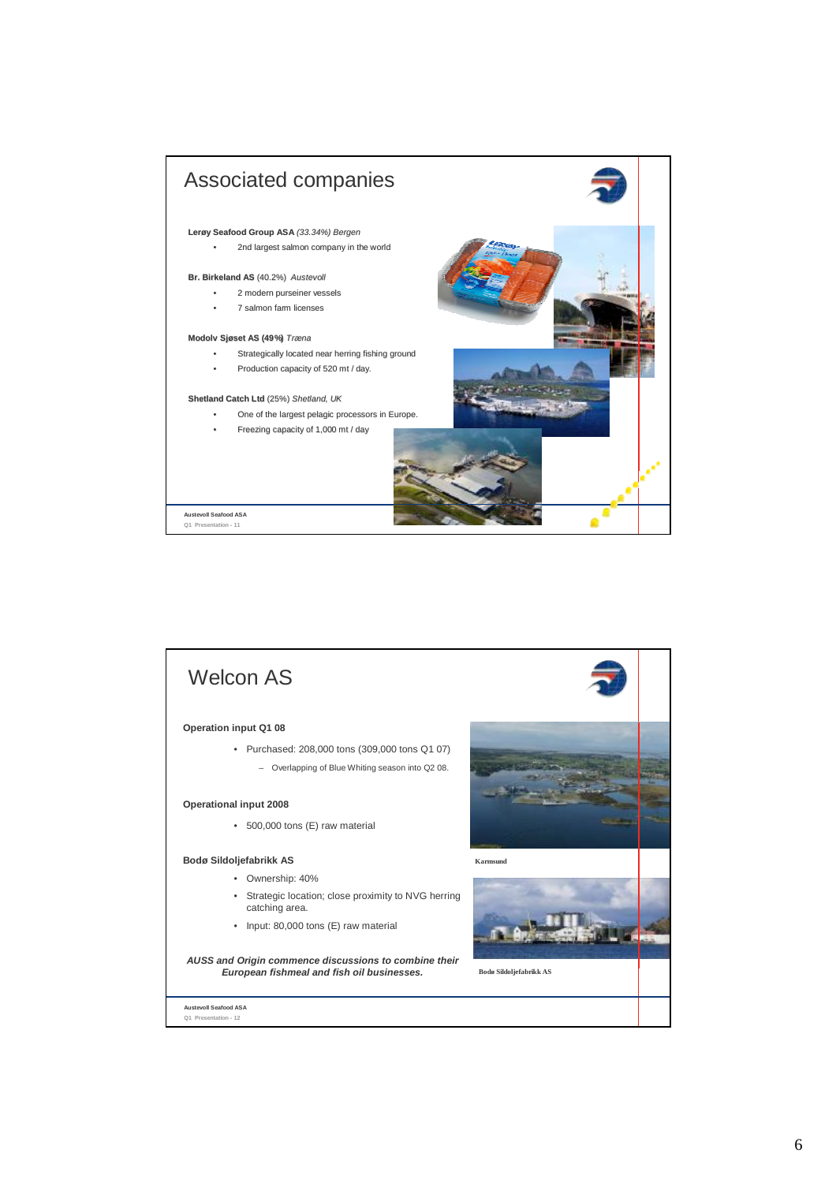## Associated companies

**Lerøy Seafood Group ASA** *(33.34%) Bergen*

- 2nd largest salmon company in the world

**Br. Birkeland AS** (40.2%) *Austevoll*

- 2 modern purseiner vessels
- 7 salmon farm licenses

**Modolv Sjøset AS (49%)** *Træna*

- Strategically located near herring fishing ground
- Production capacity of 520 mt / day.

**Shetland Catch Ltd** (25%) *Shetland, UK*

- One of the largest pelagic processors in Europe.
- Freezing capacity of 1,000 mt / day

Austevoll Seafood ASA
Q1 Presentation - 11

## Welcon AS

**Operation input Q1 08**

- Purchased: 208,000 tons (309,000 tons Q1 07)
  - Overlapping of Blue Whiting season into Q2 08.

**Operational input 2008**

- 500,000 tons (E) raw material

**Bodø Sildoljefabrikk AS**

- Ownership: 40%
- Strategic location; close proximity to NVG herring catching area.
- Input: 80,000 tons (E) raw material

***AUSS and Origin commence discussions to combine their European fishmeal and fish oil businesses.***

Karmsund

Bodø Sildoljefabrikk AS

Austevoll Seafood ASA
Q1 Presentation - 12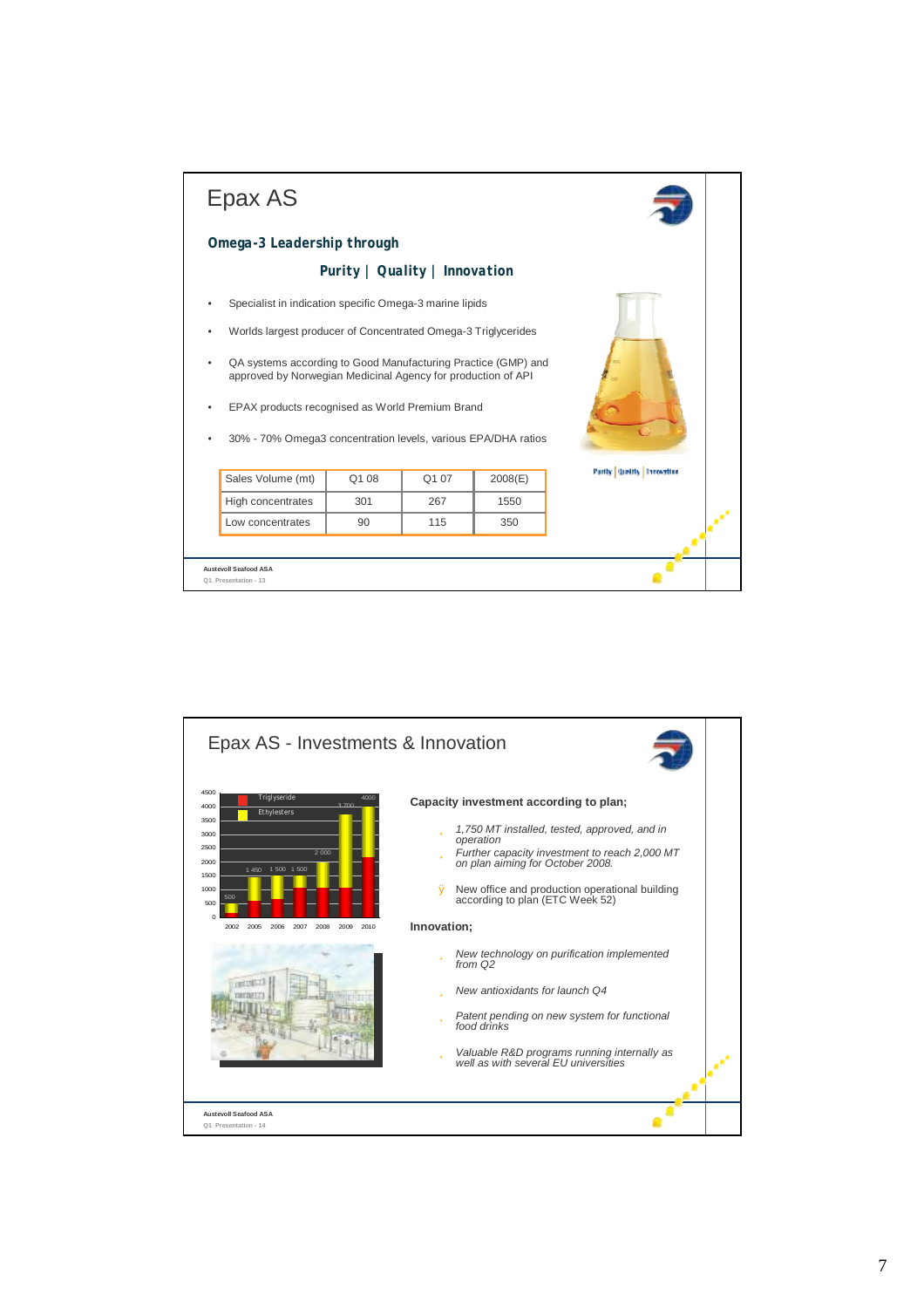# Epax AS

**Omega-3 Leadership through**

**Purity | Quality | Innovation**

- Specialist in indication specific Omega-3 marine lipids
- Worlds largest producer of Concentrated Omega-3 Triglycerides
- QA systems according to Good Manufacturing Practice (GMP) and approved by Norwegian Medicinal Agency for production of API
- EPAX products recognised as World Premium Brand
- 30% - 70% Omega3 concentration levels, various EPA/DHA ratios

| Sales Volume (mt) | Q1 08 | Q1 07 | 2008(E) |
|---|---|---|---|
| High concentrates | 301 | 267 | 1550 |
| Low concentrates | 90 | 115 | 350 |

Purity | Quality | Innovation

Austevoll Seafood ASA
Q1 Presentation - 13

# Epax AS - Investments & Innovation

| Year | 2002 | 2005 | 2006 | 2007 | 2008 | 2009 | 2010 |
|---|---|---|---|---|---|---|---|
| Capacity (Triglyseride / Ethylesters) | 500 | 1 450 | 1 500 | 1 500 | 2 000 | 3 700 | 4000 |

**Capacity investment according to plan;**

- *1,750 MT installed, tested, approved, and in operation*
- *Further capacity investment to reach 2,000 MT on plan aiming for October 2008.*
- New office and production operational building according to plan (ETC Week 52)

**Innovation;**

- *New technology on purification implemented from Q2*
- *New antioxidants for launch Q4*
- *Patent pending on new system for functional food drinks*
- *Valuable R&D programs running internally as well as with several EU universities*

Austevoll Seafood ASA
Q1 Presentation - 14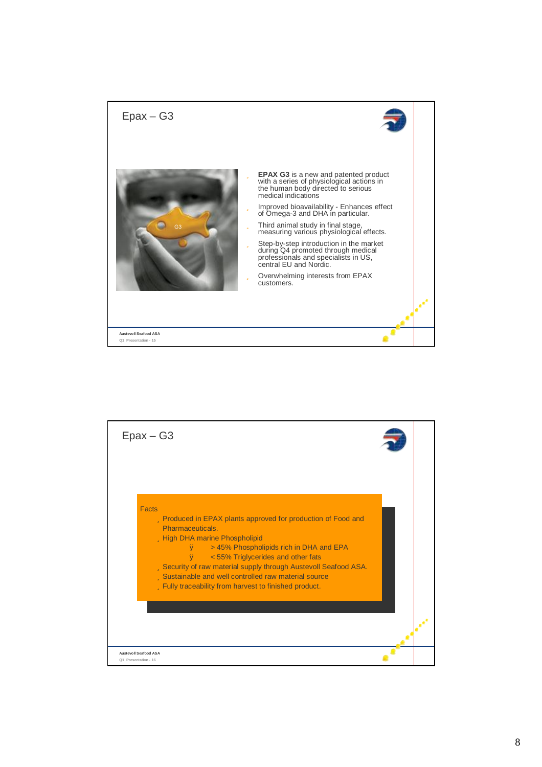## Epax – G3

- **EPAX G3** is a new and patented product with a series of physiological actions in the human body directed to serious medical indications
- Improved bioavailability - Enhances effect of Omega-3 and DHA in particular.
- Third animal study in final stage, measuring various physiological effects.
- Step-by-step introduction in the market during Q4 promoted through medical professionals and specialists in US, central EU and Nordic.
- Overwhelming interests from EPAX customers.

Austevoll Seafood ASA
Q1 Presentation - 15

## Epax – G3

Facts

- Produced in EPAX plants approved for production of Food and Pharmaceuticals.
- High DHA marine Phospholipid
  - > 45% Phospholipids rich in DHA and EPA
  - < 55% Triglycerides and other fats
- Security of raw material supply through Austevoll Seafood ASA.
- Sustainable and well controlled raw material source
- Fully traceability from harvest to finished product.

Austevoll Seafood ASA
Q1 Presentation - 16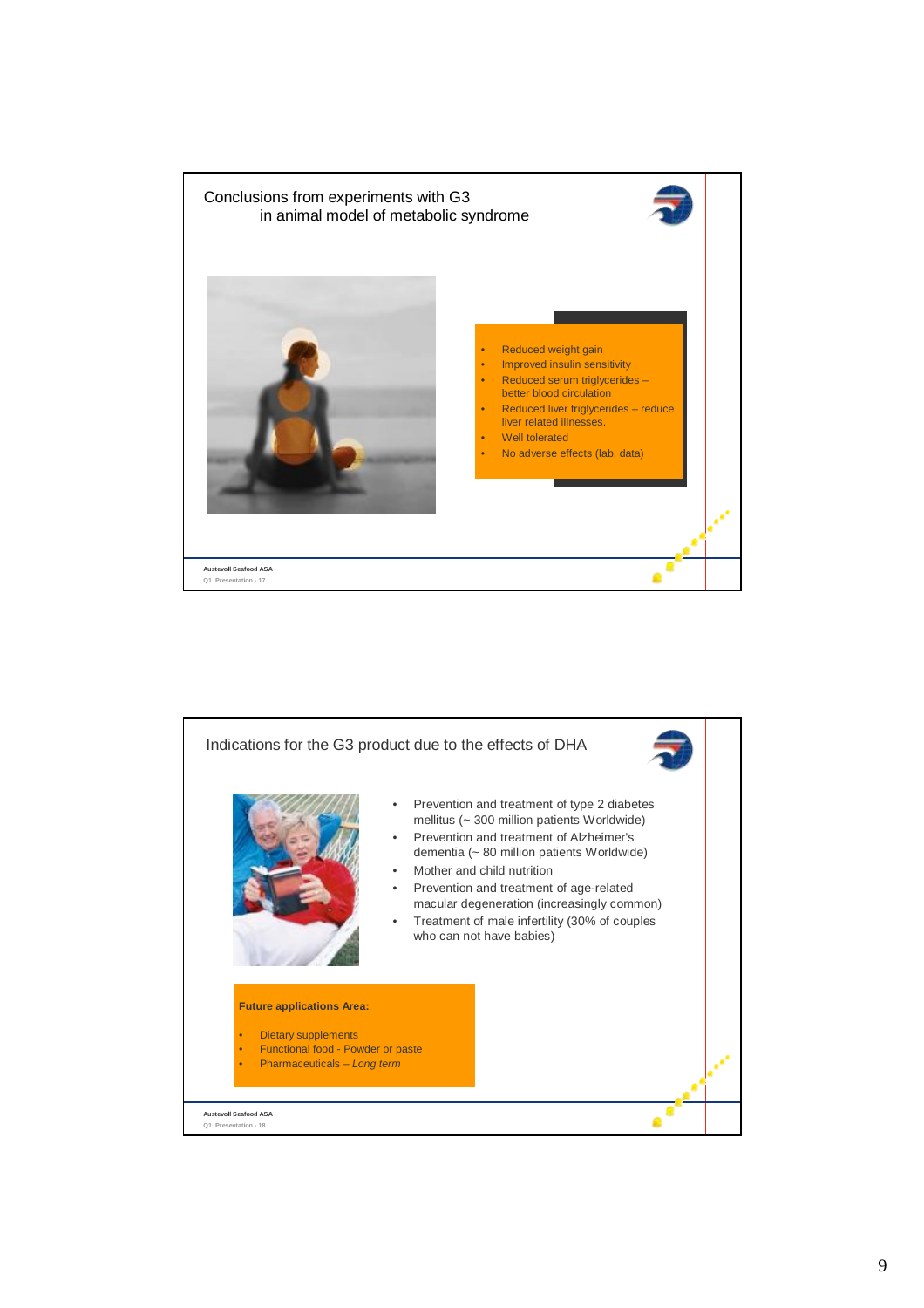## Conclusions from experiments with G3 in animal model of metabolic syndrome

- Reduced weight gain
- Improved insulin sensitivity
- Reduced serum triglycerides – better blood circulation
- Reduced liver triglycerides – reduce liver related illnesses.
- Well tolerated
- No adverse effects (lab. data)

Austevoll Seafood ASA
Q1 Presentation - 17

## Indications for the G3 product due to the effects of DHA

- Prevention and treatment of type 2 diabetes mellitus (~ 300 million patients Worldwide)
- Prevention and treatment of Alzheimer's dementia (~ 80 million patients Worldwide)
- Mother and child nutrition
- Prevention and treatment of age-related macular degeneration (increasingly common)
- Treatment of male infertility (30% of couples who can not have babies)

**Future applications Area:**

- Dietary supplements
- Functional food - Powder or paste
- Pharmaceuticals – *Long term*

Austevoll Seafood ASA
Q1 Presentation - 18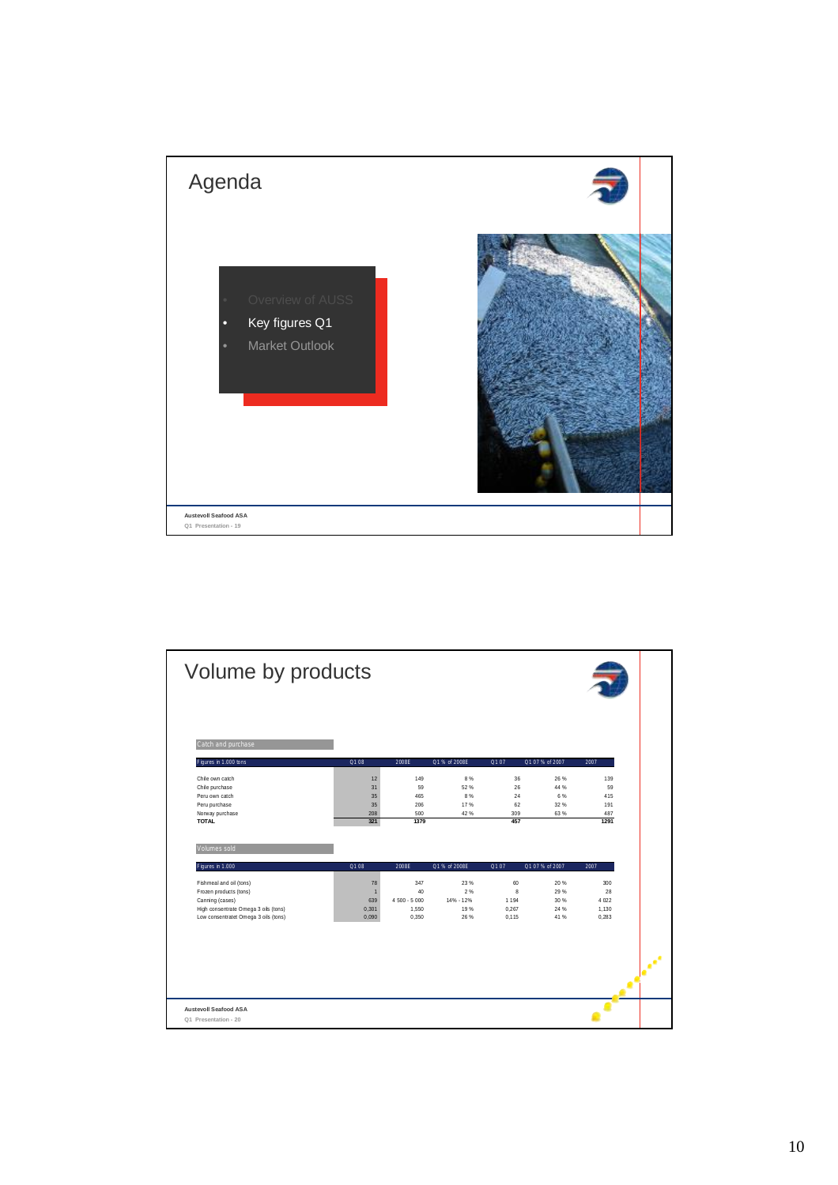# Agenda

- Overview of AUSS
- Key figures Q1
- Market Outlook

# Volume by products

**Catch and purchase**

| Figures in 1.000 tons | Q1 08 | 2008E | Q1 % of 2008E | Q1 07 | Q1 07 % of 2007 | 2007 |
|---|---|---|---|---|---|---|
| Chile own catch | 12 | 149 | 8 % | 36 | 26 % | 139 |
| Chile purchase | 31 | 59 | 52 % | 26 | 44 % | 59 |
| Peru own catch | 35 | 465 | 8 % | 24 | 6 % | 415 |
| Peru purchase | 35 | 206 | 17 % | 62 | 32 % | 191 |
| Norway purchase | 208 | 500 | 42 % | 309 | 63 % | 487 |
| **TOTAL** | **321** | **1379** | | **457** | | **1291** |

**Volumes sold**

| Figures in 1.000 | Q1 08 | 2008E | Q1 % of 2008E | Q1 07 | Q1 07 % of 2007 | 2007 |
|---|---|---|---|---|---|---|
| Fishmeal and oil (tons) | 78 | 347 | 23 % | 60 | 20 % | 300 |
| Frozen products (tons) | 1 | 40 | 2 % | 8 | 29 % | 28 |
| Canning (cases) | 639 | 4 500 - 5 000 | 14% - 12% | 1 194 | 30 % | 4 022 |
| High consentrate Omega 3 oils (tons) | 0,301 | 1,550 | 19 % | 0,267 | 24 % | 1,130 |
| Low consentratet Omega 3 oils (tons) | 0,090 | 0,350 | 26 % | 0,115 | 41 % | 0,283 |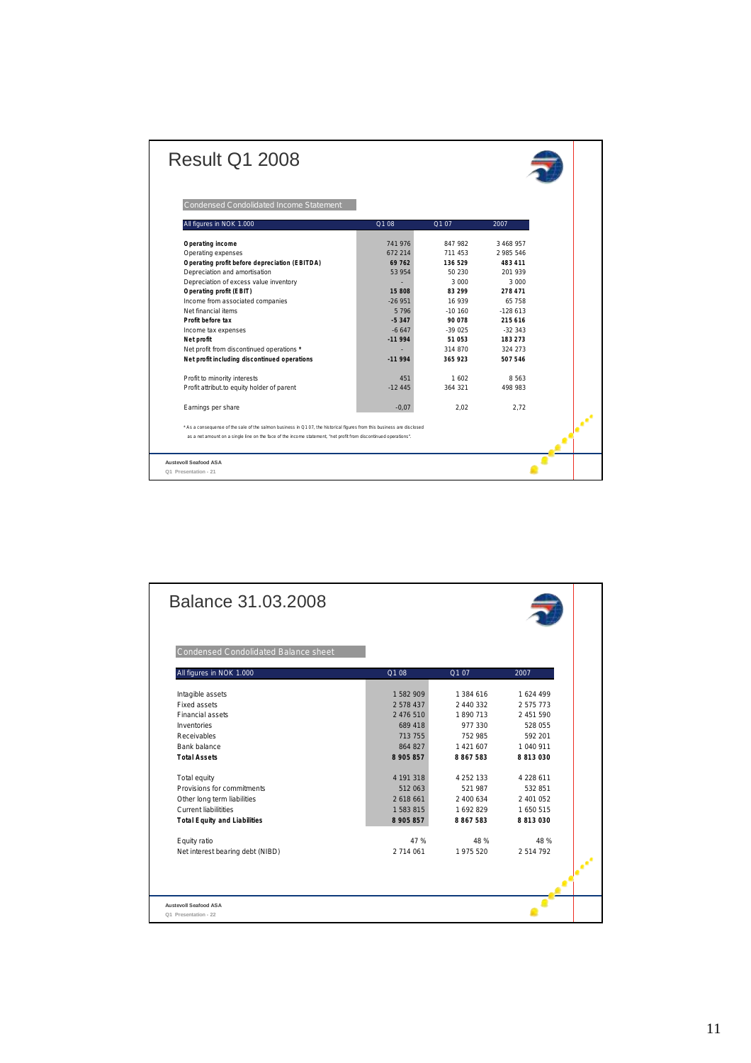# Result Q1 2008

## Condensed Condolidated Income Statement

| All figures in NOK 1.000 | Q1 08 | Q1 07 | 2007 |
|---|---|---|---|
| **Operating income** | 741 976 | 847 982 | 3 468 957 |
| Operating expenses | 672 214 | 711 453 | 2 985 546 |
| **Operating profit before depreciation (EBITDA)** | **69 762** | **136 529** | **483 411** |
| Depreciation and amortisation | 53 954 | 50 230 | 201 939 |
| Depreciation of excess value inventory | - | 3 000 | 3 000 |
| **Operating profit (EBIT)** | **15 808** | **83 299** | **278 471** |
| Income from associated companies | -26 951 | 16 939 | 65 758 |
| Net financial items | 5 796 | -10 160 | -128 613 |
| **Profit before tax** | **-5 347** | **90 078** | **215 616** |
| Income tax expenses | -6 647 | -39 025 | -32 343 |
| **Net profit** | **-11 994** | **51 053** | **183 273** |
| Net profit from discontinued operations * | - | 314 870 | 324 273 |
| **Net profit including discontinued operations** | **-11 994** | **365 923** | **507 546** |
| | | | |
| Profit to minority interests | 451 | 1 602 | 8 563 |
| Profit attribut.to equity holder of parent | -12 445 | 364 321 | 498 983 |
| | | | |
| Earnings per share | -0,07 | 2,02 | 2,72 |

* As a consequence of the sale of the salmon business in Q1 07, the historical figures from this business are disclosed as a net amount on a single line on the face of the income statement, "net profit from discontinued operations".

Austevoll Seafood ASA
Q1 Presentation - 21

# Balance 31.03.2008

## Condensed Condolidated Balance sheet

| All figures in NOK 1.000 | Q1 08 | Q1 07 | 2007 |
|---|---|---|---|
| Intagible assets | 1 582 909 | 1 384 616 | 1 624 499 |
| Fixed assets | 2 578 437 | 2 440 332 | 2 575 773 |
| Financial assets | 2 476 510 | 1 890 713 | 2 451 590 |
| Inventories | 689 418 | 977 330 | 528 055 |
| Receivables | 713 755 | 752 985 | 592 201 |
| Bank balance | 864 827 | 1 421 607 | 1 040 911 |
| **Total Assets** | **8 905 857** | **8 867 583** | **8 813 030** |
| | | | |
| Total equity | 4 191 318 | 4 252 133 | 4 228 611 |
| Provisions for commitments | 512 063 | 521 987 | 532 851 |
| Other long term liabilities | 2 618 661 | 2 400 634 | 2 401 052 |
| Current liabilitities | 1 583 815 | 1 692 829 | 1 650 515 |
| **Total Equity and Liabilities** | **8 905 857** | **8 867 583** | **8 813 030** |
| | | | |
| Equity ratio | 47 % | 48 % | 48 % |
| Net interest bearing debt (NIBD) | 2 714 061 | 1 975 520 | 2 514 792 |

Austevoll Seafood ASA
Q1 Presentation - 22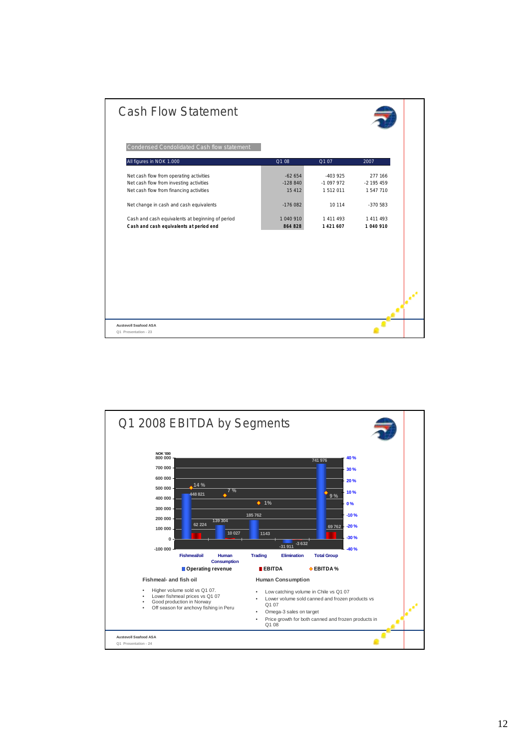# Cash Flow Statement

**Condensed Condolidated Cash flow statement**

| All figures in NOK 1.000 | Q1 08 | Q1 07 | 2007 |
|---|---|---|---|
| Net cash flow from operating activities | -62 654 | -403 925 | 277 166 |
| Net cash flow from investing activities | -128 840 | -1 097 972 | -2 195 459 |
| Net cash flow from financing activities | 15 412 | 1 512 011 | 1 547 710 |
| Net change in cash and cash equivalents | -176 082 | 10 114 | -370 583 |
| Cash and cash equivalents at beginning of period | 1 040 910 | 1 411 493 | 1 411 493 |
| **Cash and cash equivalents at period end** | **864 828** | **1 421 607** | **1 040 910** |

Austevoll Seafood ASA

# Q1 2008 EBITDA by Segments

NOK '000

| Segment | Operating revenue | EBITDA | EBITDA % |
|---|---|---|---|
| Fishmeal/oil | 448 821 | 62 224 | 14 % |
| Human Consumption | 139 304 | 10 027 | 7 % |
| Trading | 185 762 | 1143 | 1% |
| Elimination | -31 911 | -3 632 | |
| Total Group | 741 976 | 69 762 | 9 % |

**Fishmeal- and fish oil**

- Higher volume sold vs Q1 07.
- Lower fishmeal prices vs Q1 07
- Good production in Norway
- Off season for anchovy fishing in Peru

**Human Consumption**

- Low catching volume in Chile vs Q1 07
- Lower volume sold canned and frozen products vs Q1 07
- Omega-3 sales on target
- Price growth for both canned and frozen products in Q1 08

Austevoll Seafood ASA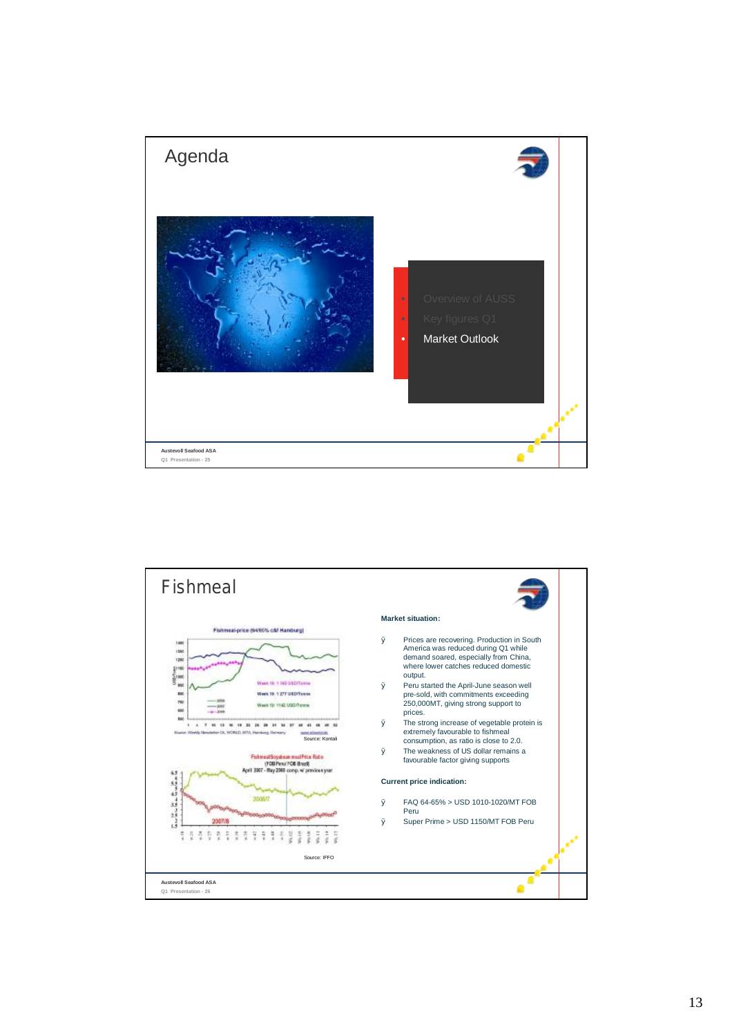# Agenda

- Overview of AUSS
- Key figures Q1
- Market Outlook

Austevoll Seafood ASA
Q1 Presentation - 25

# Fishmeal

Fishmeal-price (64/65% c&f Hamburg)

Week 19: 1 160 USD/Tonne
Week 19: 1 277 USD/Tonne
Week 19: 1140 USD/Tonne

Source: Weekly Newsletter Oil, WORLD, MTA, Hamburg, Germany
Source: Kontali

Fishmeal/Soyabean meal Price Ratio (FOB Peru/FOB Brazil) April 2007 - May 2008 comp. w/ previous year

2006/7
2007/8

Source: IFFO

**Market situation:**

- Prices are recovering. Production in South America was reduced during Q1 while demand soared, especially from China, where lower catches reduced domestic output.
- Peru started the April-June season well pre-sold, with commitments exceeding 250,000MT, giving strong support to prices.
- The strong increase of vegetable protein is extremely favourable to fishmeal consumption, as ratio is close to 2.0.
- The weakness of US dollar remains a favourable factor giving supports

**Current price indication:**

- FAQ 64-65% > USD 1010-1020/MT FOB Peru
- Super Prime > USD 1150/MT FOB Peru

Austevoll Seafood ASA
Q1 Presentation - 26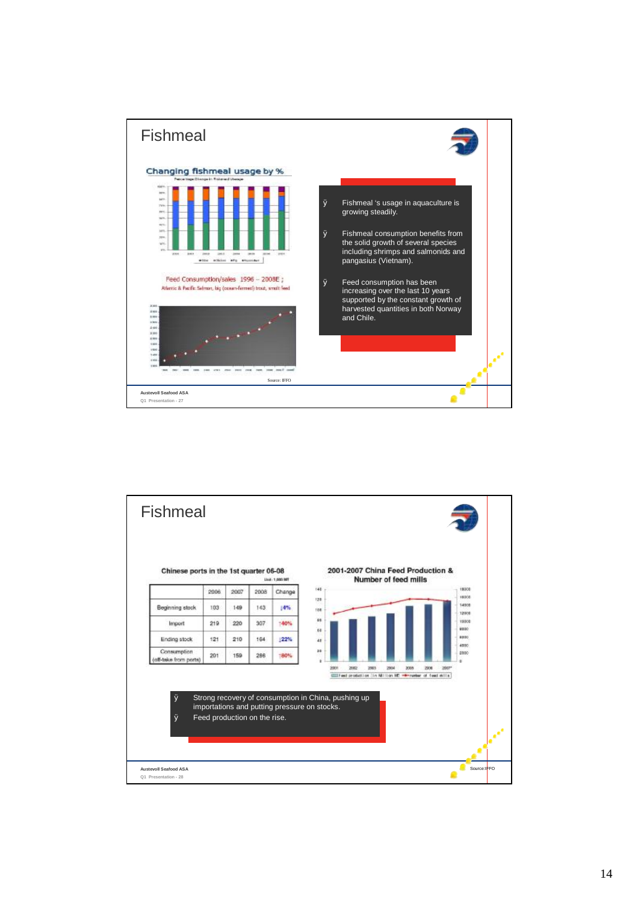# Fishmeal

**Changing fishmeal usage by %**

**Feed Consumption/sales 1996 – 2008E ;**
Atlantic & Pacific Salmon, big (ocean-farmed) trout, smolt feed

Source: IFFO

- Fishmeal 's usage in aquaculture is growing steadily.
- Fishmeal consumption benefits from the solid growth of several species including shrimps and salmonids and pangasius (Vietnam).
- Feed consumption has been increasing over the last 10 years supported by the constant growth of harvested quantities in both Norway and Chile.

Austevoll Seafood ASA
Q1 Presentation - 27

# Fishmeal

**Chinese ports in the 1st quarter 06-08**

Unit: 1,000 MT

| | 2006 | 2007 | 2008 | Change |
|---|---|---|---|---|
| Beginning stock | 103 | 149 | 143 | ↓4% |
| Import | 219 | 220 | 307 | ↑40% |
| Ending stock | 121 | 210 | 164 | ↓22% |
| Consumption (off-take from ports) | 201 | 159 | 286 | ↑80% |

**2001-2007 China Feed Production & Number of feed mills**

- Strong recovery of consumption in China, pushing up importations and putting pressure on stocks.
- Feed production on the rise.

Source: IFFO

Austevoll Seafood ASA
Q1 Presentation - 28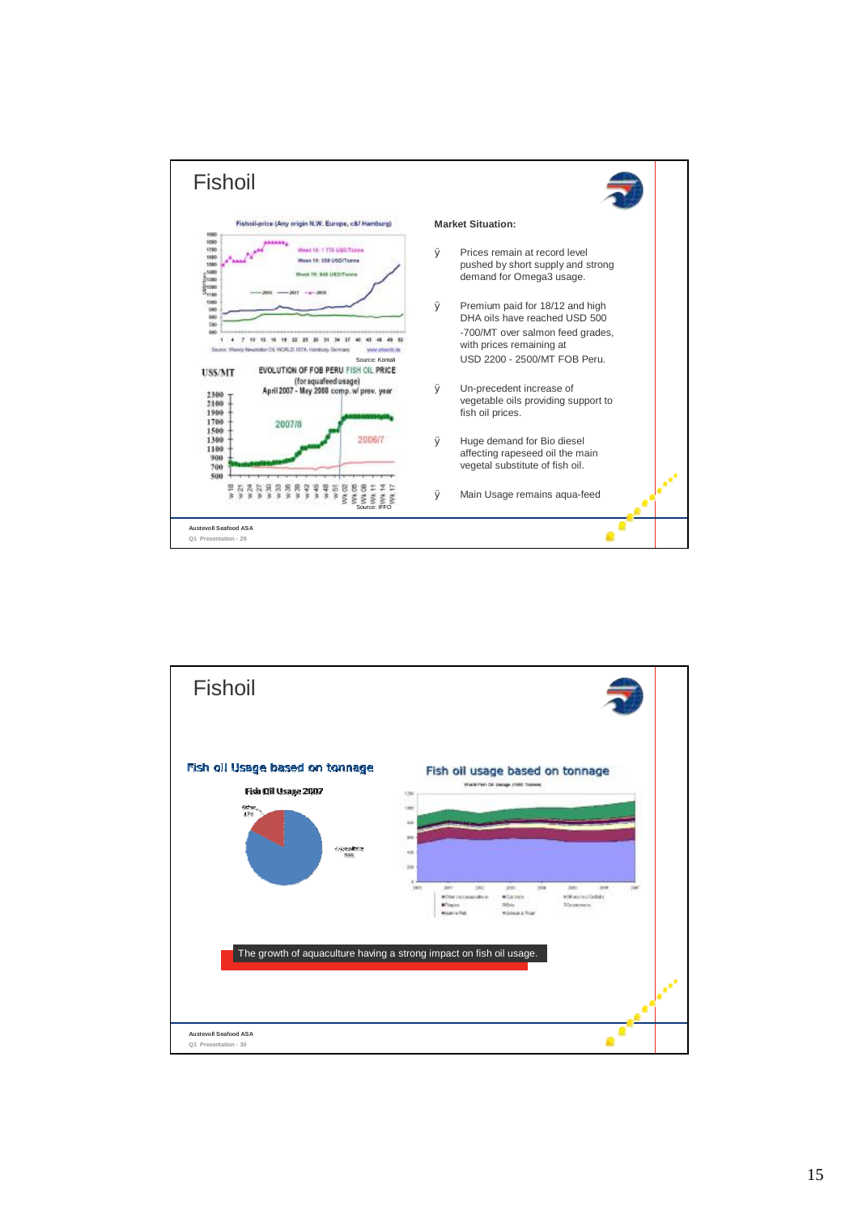# Fishoil

Fishoil-price (Any origin N.W. Europe, c&f Hamburg)

Week 16: 1 775 USD/Tonne
Week 15: 938 USD/Tonne
Week 15: 848 USD/Tonne

Source: Weekly Newsletter OIL WORLD, ISTA, Hamburg, Germany — www.oilworld.de

Source: Kontali

US$/MT — EVOLUTION OF FOB PERU FISH OIL PRICE (for aquafeed usage) April 2007 - May 2008 comp. w/ prev. year

2007/8

2006/7

Source: IFFO

**Market Situation:**

- Prices remain at record level pushed by short supply and strong demand for Omega3 usage.
- Premium paid for 18/12 and high DHA oils have reached USD 500 -700/MT over salmon feed grades, with prices remaining at USD 2200 - 2500/MT FOB Peru.
- Un-precedent increase of vegetable oils providing support to fish oil prices.
- Huge demand for Bio diesel affecting rapeseed oil the main vegetal substitute of fish oil.
- Main Usage remains aqua-feed

Austevoll Seafood ASA
Q1 Presentation - 29

# Fishoil

Fish oil Usage based on tonnage

Fish Oil Usage 2007

Other 12%

Aquaculture 88%

Fish oil usage based on tonnage

The growth of aquaculture having a strong impact on fish oil usage.

Austevoll Seafood ASA
Q1 Presentation - 30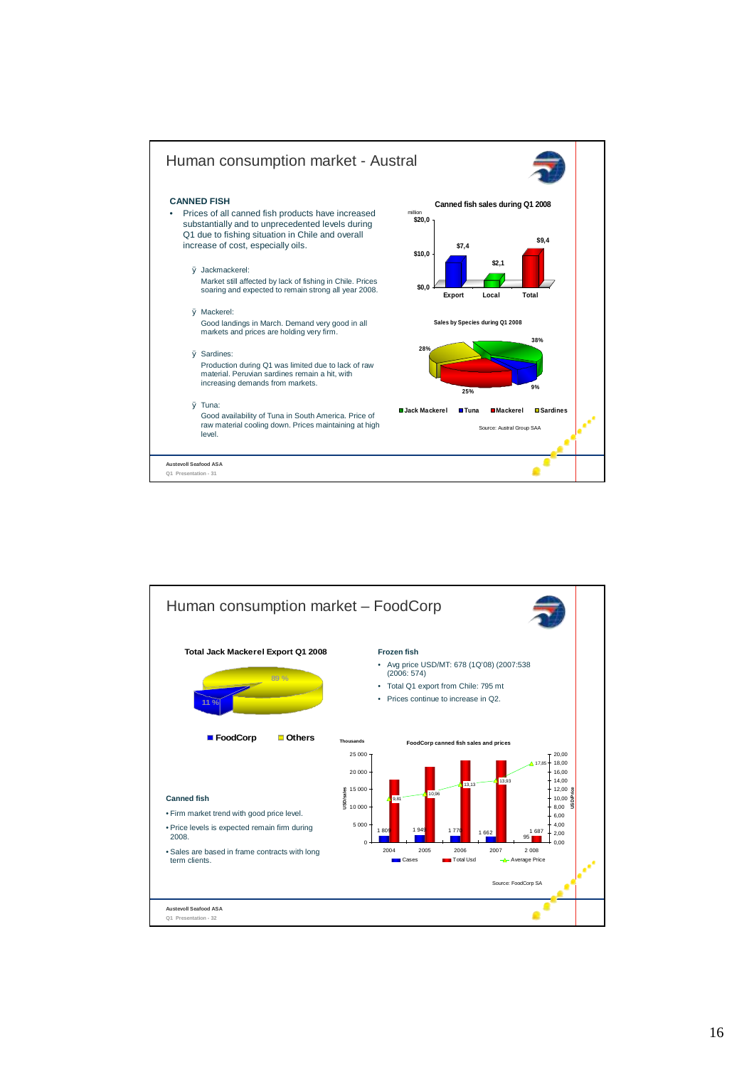# Human consumption market - Austral

**CANNED FISH**

- Prices of all canned fish products have increased substantially and to unprecedented levels during Q1 due to fishing situation in Chile and overall increase of cost, especially oils.
  - Jackmackerel: Market still affected by lack of fishing in Chile. Prices soaring and expected to remain strong all year 2008.
  - Mackerel: Good landings in March. Demand very good in all markets and prices are holding very firm.
  - Sardines: Production during Q1 was limited due to lack of raw material. Peruvian sardines remain a hit, with increasing demands from markets.
  - Tuna: Good availability of Tuna in South America. Price of raw material cooling down. Prices maintaining at high level.

**Canned fish sales during Q1 2008** (million)

| | Export | Local | Total |
|---|---|---|---|
| Sales | $7,4 | $2,1 | $9,4 |

**Sales by Species during Q1 2008**

| Jack Mackerel | Tuna | Mackerel | Sardines |
|---|---|---|---|
| 38% | 9% | 25% | 28% |

Source: Austral Group SAA

Austevoll Seafood ASA
Q1 Presentation - 31

# Human consumption market – FoodCorp

**Total Jack Mackerel Export Q1 2008**

| FoodCorp | Others |
|---|---|
| 11 % | 89 % |

**Frozen fish**

- Avg price USD/MT: 678 (1Q'08) (2007:538 (2006: 574)
- Total Q1 export from Chile: 795 mt
- Prices continue to increase in Q2.

**Canned fish**

- Firm market trend with good price level.
- Price levels is expected remain firm during 2008.
- Sales are based in frame contracts with long term clients.

**FoodCorp canned fish sales and prices**

| Year | Cases (thousands) | Average Price (USD) |
|---|---|---|
| 2004 | 1 809 | 9,81 |
| 2005 | 1 949 | 10,96 |
| 2006 | 1 770 | 13,13 |
| 2007 | 1 662 | 13,93 |
| 2 008 | 1 687 / 95 | 17,85 |

Source: FoodCorp SA

Austevoll Seafood ASA
Q1 Presentation - 32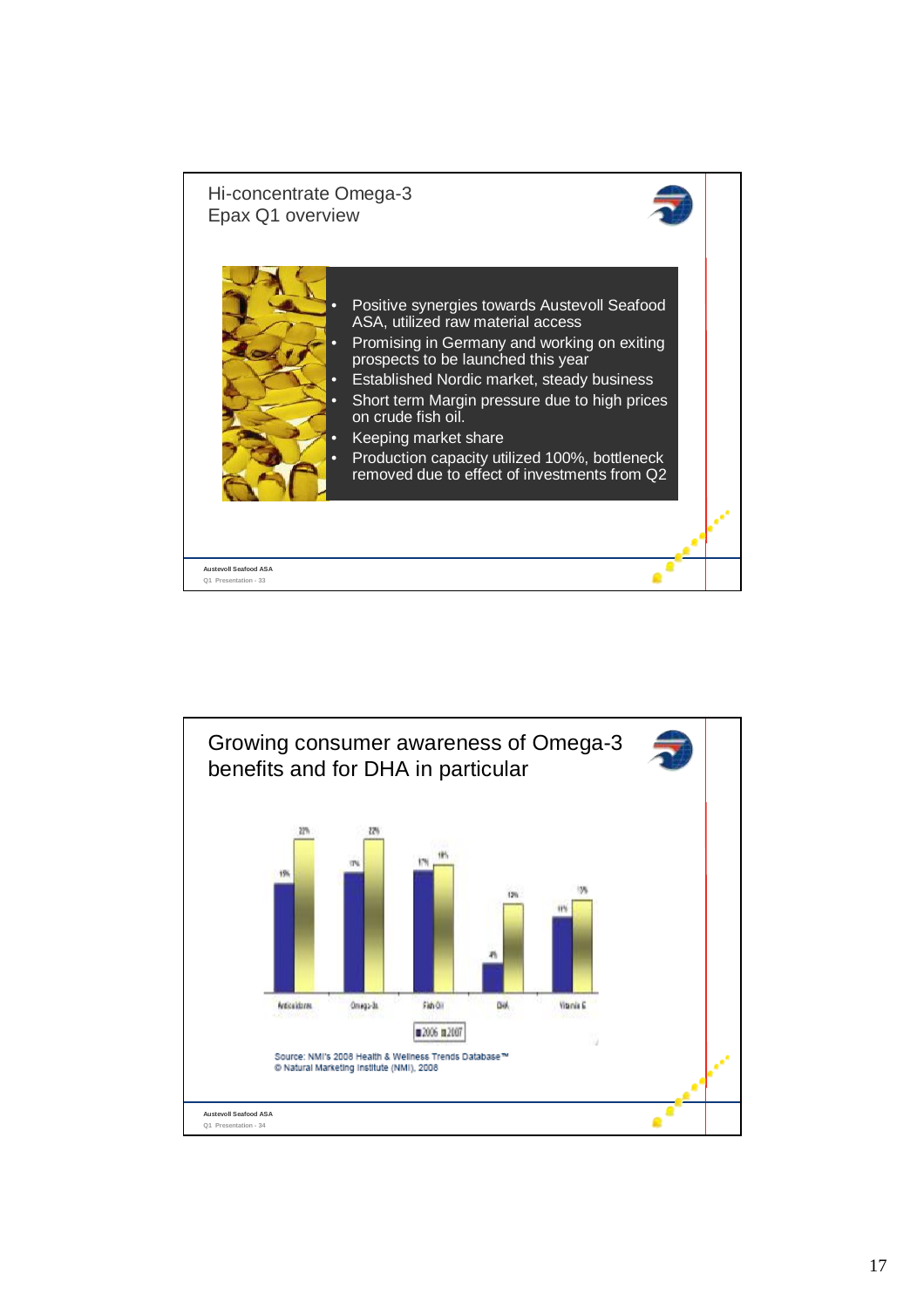## Hi-concentrate Omega-3
## Epax Q1 overview

- Positive synergies towards Austevoll Seafood ASA, utilized raw material access
- Promising in Germany and working on exiting prospects to be launched this year
- Established Nordic market, steady business
- Short term Margin pressure due to high prices on crude fish oil.
- Keeping market share
- Production capacity utilized 100%, bottleneck removed due to effect of investments from Q2

Austevoll Seafood ASA
Q1 Presentation - 33

## Growing consumer awareness of Omega-3 benefits and for DHA in particular

| | 2006 | 2007 |
|---|---|---|
| Antioxidants | 15% | 22% |
| Omega-3s | 17% | 22% |
| Fish Oil | 17% | 18% |
| DHA | 4% | 13% |
| Vitamin E | 11% | 13% |

Source: NMI's 2008 Health & Wellness Trends Database™
© Natural Marketing Institute (NMI), 2008

Austevoll Seafood ASA
Q1 Presentation - 34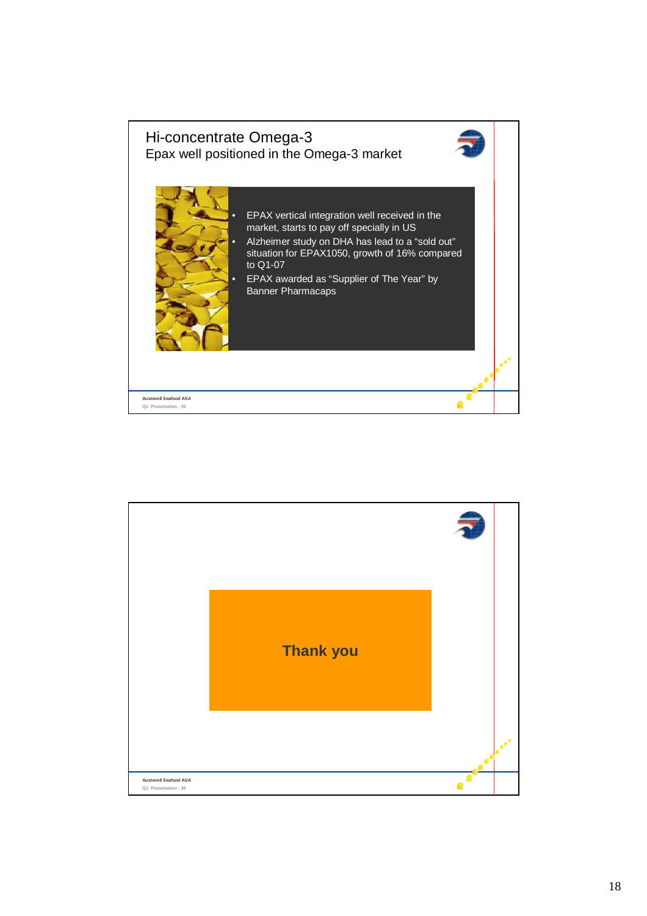# Hi-concentrate Omega-3

## Epax well positioned in the Omega-3 market

- EPAX vertical integration well received in the market, starts to pay off specially in US
- Alzheimer study on DHA has lead to a “sold out” situation for EPAX1050, growth of 16% compared to Q1-07
- EPAX awarded as “Supplier of The Year” by Banner Pharmacaps

Austevoll Seafood ASA
Q1 Presentation - 35

**Thank you**

Austevoll Seafood ASA
Q1 Presentation - 36